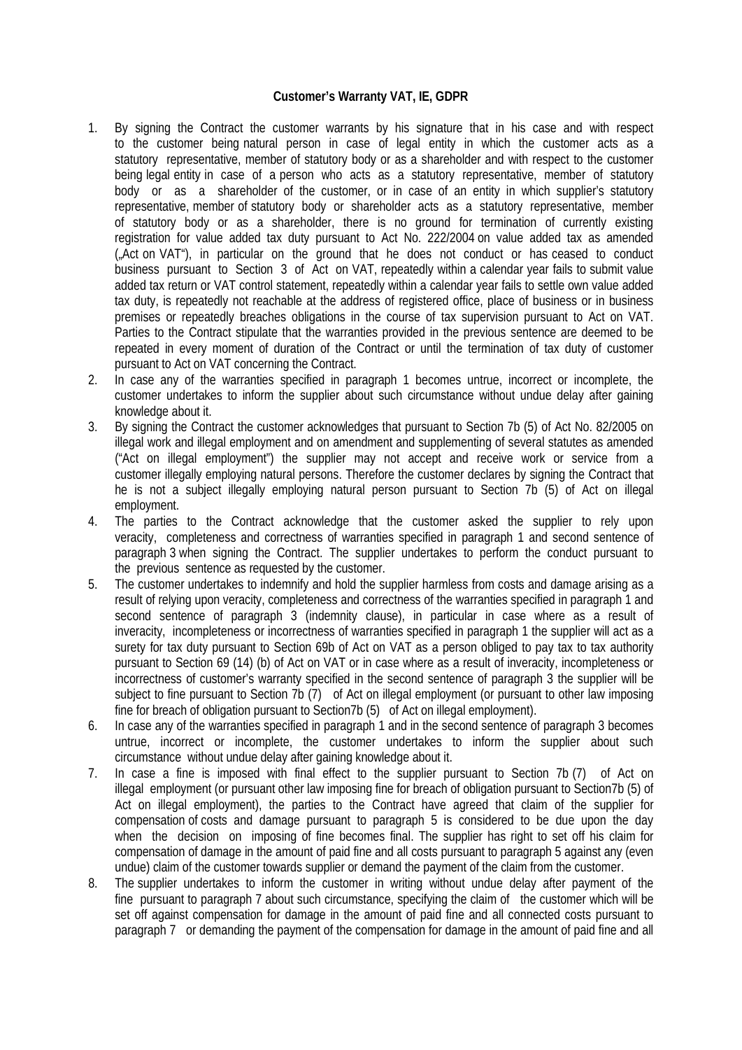**Customer's Warranty VAT, IE, GDPR**

1. By signing the Contract the customer warrants by his signature that in his case and with respect to the customer being natural person in case of legal entity in which the customer acts as a statutory representative, member of statutory body or as a shareholder and with respect to the customer being legal entity in case of a person who acts as a statutory representative, member of statutory body or as a shareholder of the customer, or in case of an entity in which supplier's statutory representative, member of statutory body or shareholder acts as a statutory representative, member of statutory body or as a shareholder, there is no ground for termination of currently existing registration for value added tax duty pursuant to Act No. 222/2004 on value added tax as amended („Act on VAT"), in particular on the ground that he does not conduct or has ceased to conduct business pursuant to Section 3 of Act on VAT, repeatedly within a calendar year fails to submit value added tax return or VAT control statement, repeatedly within a calendar year fails to settle own value added tax duty, is repeatedly not reachable at the address of registered office, place of business or in business premises or repeatedly breaches obligations in the course of tax supervision pursuant to Act on VAT. Parties to the Contract stipulate that the warranties provided in the previous sentence are deemed to be repeated in every moment of duration of the Contract or until the termination of tax duty of customer pursuant to Act on VAT concerning the Contract.
2. In case any of the warranties specified in paragraph 1 becomes untrue, incorrect or incomplete, the customer undertakes to inform the supplier about such circumstance without undue delay after gaining knowledge about it.
3. By signing the Contract the customer acknowledges that pursuant to Section 7b (5) of Act No. 82/2005 on illegal work and illegal employment and on amendment and supplementing of several statutes as amended ("Act on illegal employment") the supplier may not accept and receive work or service from a customer illegally employing natural persons. Therefore the customer declares by signing the Contract that he is not a subject illegally employing natural person pursuant to Section 7b (5) of Act on illegal employment.
4. The parties to the Contract acknowledge that the customer asked the supplier to rely upon veracity, completeness and correctness of warranties specified in paragraph 1 and second sentence of paragraph 3 when signing the Contract. The supplier undertakes to perform the conduct pursuant to the previous sentence as requested by the customer.
5. The customer undertakes to indemnify and hold the supplier harmless from costs and damage arising as a result of relying upon veracity, completeness and correctness of the warranties specified in paragraph 1 and second sentence of paragraph 3 (indemnity clause), in particular in case where as a result of inveracity, incompleteness or incorrectness of warranties specified in paragraph 1 the supplier will act as a surety for tax duty pursuant to Section 69b of Act on VAT as a person obliged to pay tax to tax authority pursuant to Section 69 (14) (b) of Act on VAT or in case where as a result of inveracity, incompleteness or incorrectness of customer's warranty specified in the second sentence of paragraph 3 the supplier will be subject to fine pursuant to Section 7b (7) of Act on illegal employment (or pursuant to other law imposing fine for breach of obligation pursuant to Section7b (5) of Act on illegal employment).
6. In case any of the warranties specified in paragraph 1 and in the second sentence of paragraph 3 becomes untrue, incorrect or incomplete, the customer undertakes to inform the supplier about such circumstance without undue delay after gaining knowledge about it.
7. In case a fine is imposed with final effect to the supplier pursuant to Section 7b (7) of Act on illegal employment (or pursuant other law imposing fine for breach of obligation pursuant to Section7b (5) of Act on illegal employment), the parties to the Contract have agreed that claim of the supplier for compensation of costs and damage pursuant to paragraph 5 is considered to be due upon the day when the decision on imposing of fine becomes final. The supplier has right to set off his claim for compensation of damage in the amount of paid fine and all costs pursuant to paragraph 5 against any (even undue) claim of the customer towards supplier or demand the payment of the claim from the customer.
8. The supplier undertakes to inform the customer in writing without undue delay after payment of the fine pursuant to paragraph 7 about such circumstance, specifying the claim of the customer which will be set off against compensation for damage in the amount of paid fine and all connected costs pursuant to paragraph 7 or demanding the payment of the compensation for damage in the amount of paid fine and all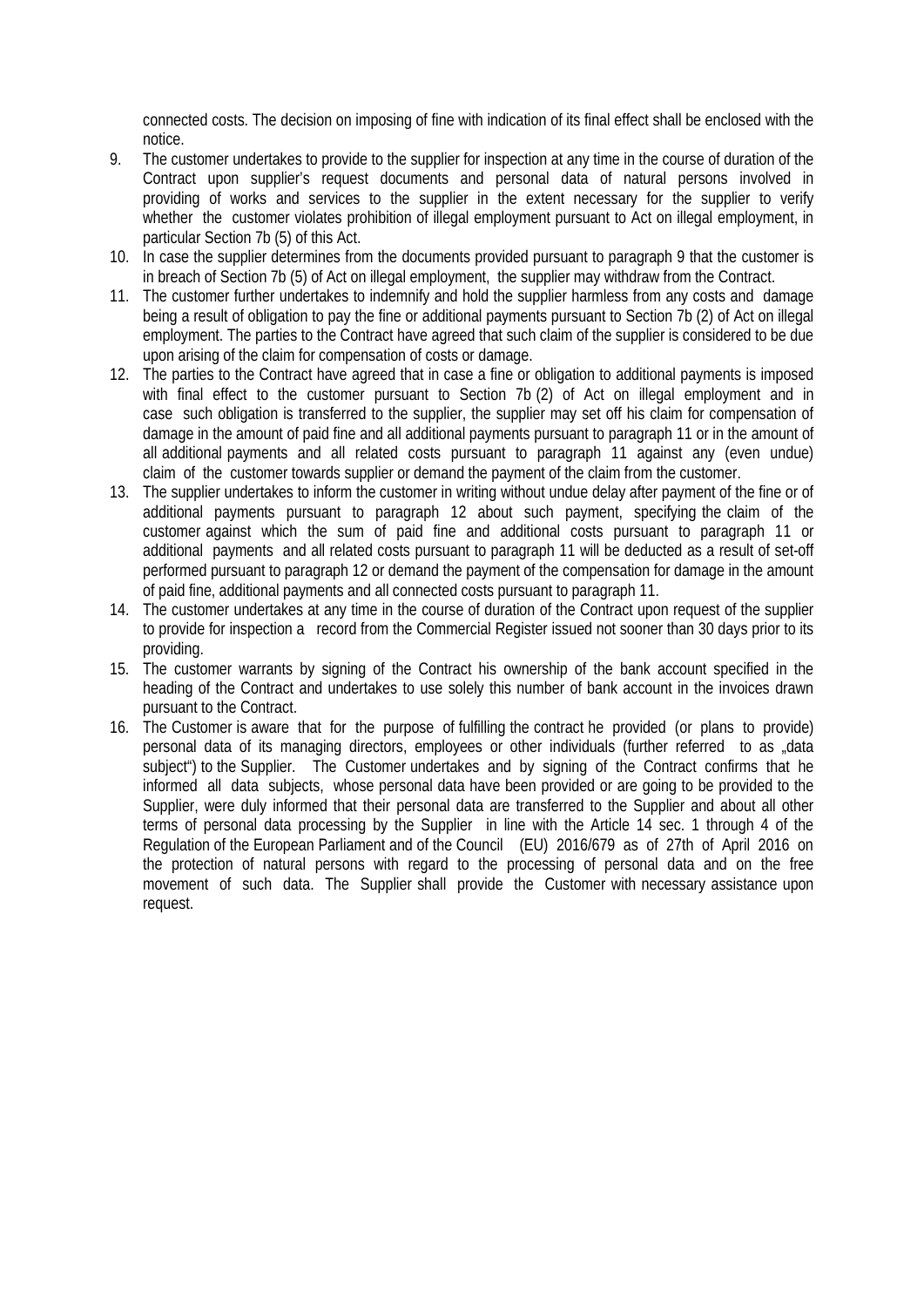connected costs. The decision on imposing of fine with indication of its final effect shall be enclosed with the notice.

9. The customer undertakes to provide to the supplier for inspection at any time in the course of duration of the Contract upon supplier's request documents and personal data of natural persons involved in providing of works and services to the supplier in the extent necessary for the supplier to verify whether the customer violates prohibition of illegal employment pursuant to Act on illegal employment, in particular Section 7b (5) of this Act.
10. In case the supplier determines from the documents provided pursuant to paragraph 9 that the customer is in breach of Section 7b (5) of Act on illegal employment, the supplier may withdraw from the Contract.
11. The customer further undertakes to indemnify and hold the supplier harmless from any costs and damage being a result of obligation to pay the fine or additional payments pursuant to Section 7b (2) of Act on illegal employment. The parties to the Contract have agreed that such claim of the supplier is considered to be due upon arising of the claim for compensation of costs or damage.
12. The parties to the Contract have agreed that in case a fine or obligation to additional payments is imposed with final effect to the customer pursuant to Section 7b (2) of Act on illegal employment and in case such obligation is transferred to the supplier, the supplier may set off his claim for compensation of damage in the amount of paid fine and all additional payments pursuant to paragraph 11 or in the amount of all additional payments and all related costs pursuant to paragraph 11 against any (even undue) claim of the customer towards supplier or demand the payment of the claim from the customer.
13. The supplier undertakes to inform the customer in writing without undue delay after payment of the fine or of additional payments pursuant to paragraph 12 about such payment, specifying the claim of the customer against which the sum of paid fine and additional costs pursuant to paragraph 11 or additional payments and all related costs pursuant to paragraph 11 will be deducted as a result of set-off performed pursuant to paragraph 12 or demand the payment of the compensation for damage in the amount of paid fine, additional payments and all connected costs pursuant to paragraph 11.
14. The customer undertakes at any time in the course of duration of the Contract upon request of the supplier to provide for inspection a record from the Commercial Register issued not sooner than 30 days prior to its providing.
15. The customer warrants by signing of the Contract his ownership of the bank account specified in the heading of the Contract and undertakes to use solely this number of bank account in the invoices drawn pursuant to the Contract.
16. The Customer is aware that for the purpose of fulfilling the contract he provided (or plans to provide) personal data of its managing directors, employees or other individuals (further referred to as „data subject") to the Supplier. The Customer undertakes and by signing of the Contract confirms that he informed all data subjects, whose personal data have been provided or are going to be provided to the Supplier, were duly informed that their personal data are transferred to the Supplier and about all other terms of personal data processing by the Supplier in line with the Article 14 sec. 1 through 4 of the Regulation of the European Parliament and of the Council (EU) 2016/679 as of 27th of April 2016 on the protection of natural persons with regard to the processing of personal data and on the free movement of such data. The Supplier shall provide the Customer with necessary assistance upon request.